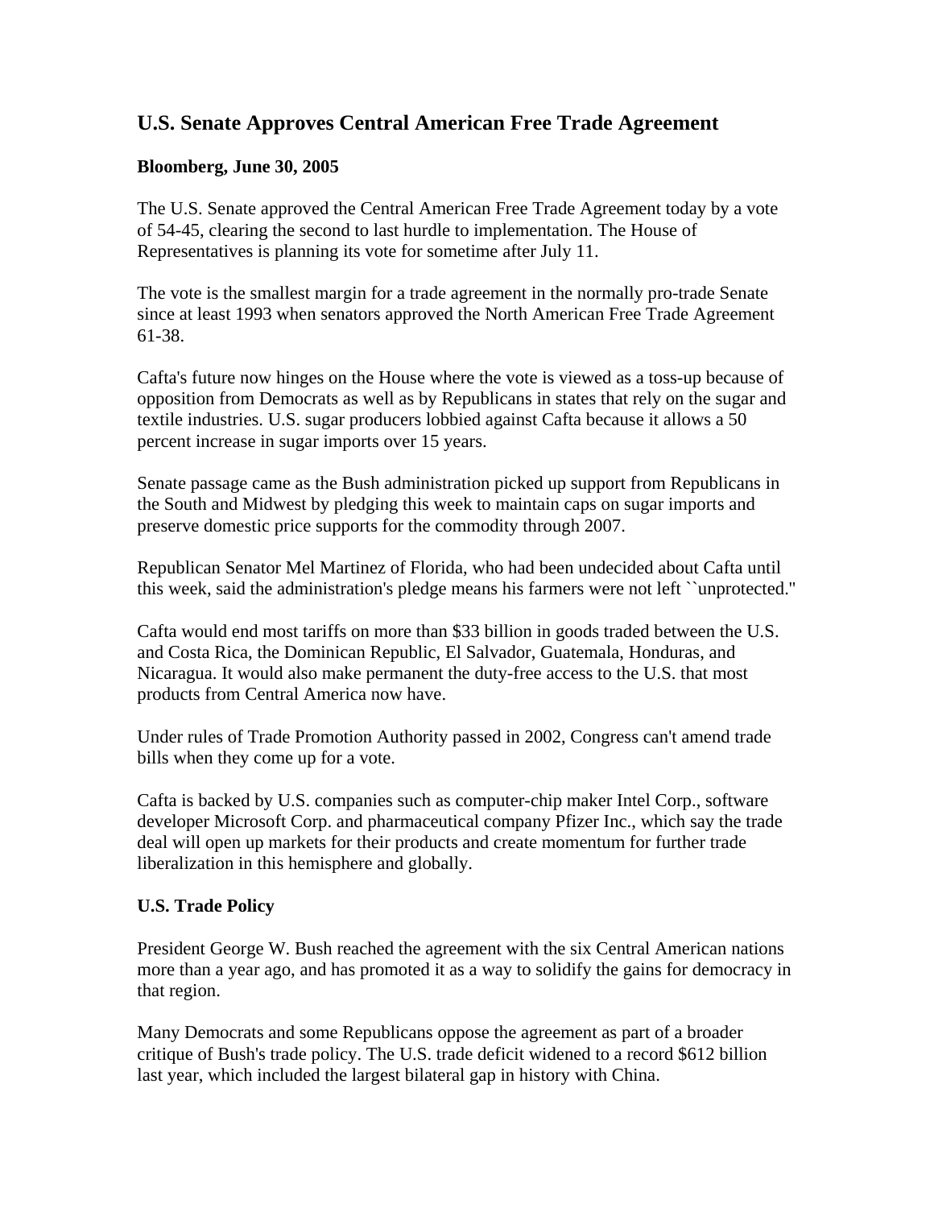## U.S. Senate Approves Central American Free Trade Agreement

**Bloomberg, June 30, 2005**

The U.S. Senate approved the Central American Free Trade Agreement today by a vote of 54-45, clearing the second to last hurdle to implementation. The House of Representatives is planning its vote for sometime after July 11.

The vote is the smallest margin for a trade agreement in the normally pro-trade Senate since at least 1993 when senators approved the North American Free Trade Agreement 61-38.

Cafta's future now hinges on the House where the vote is viewed as a toss-up because of opposition from Democrats as well as by Republicans in states that rely on the sugar and textile industries. U.S. sugar producers lobbied against Cafta because it allows a 50 percent increase in sugar imports over 15 years.

Senate passage came as the Bush administration picked up support from Republicans in the South and Midwest by pledging this week to maintain caps on sugar imports and preserve domestic price supports for the commodity through 2007.

Republican Senator Mel Martinez of Florida, who had been undecided about Cafta until this week, said the administration's pledge means his farmers were not left ``unprotected.''

Cafta would end most tariffs on more than $33 billion in goods traded between the U.S. and Costa Rica, the Dominican Republic, El Salvador, Guatemala, Honduras, and Nicaragua. It would also make permanent the duty-free access to the U.S. that most products from Central America now have.

Under rules of Trade Promotion Authority passed in 2002, Congress can't amend trade bills when they come up for a vote.

Cafta is backed by U.S. companies such as computer-chip maker Intel Corp., software developer Microsoft Corp. and pharmaceutical company Pfizer Inc., which say the trade deal will open up markets for their products and create momentum for further trade liberalization in this hemisphere and globally.

### U.S. Trade Policy

President George W. Bush reached the agreement with the six Central American nations more than a year ago, and has promoted it as a way to solidify the gains for democracy in that region.

Many Democrats and some Republicans oppose the agreement as part of a broader critique of Bush's trade policy. The U.S. trade deficit widened to a record $612 billion last year, which included the largest bilateral gap in history with China.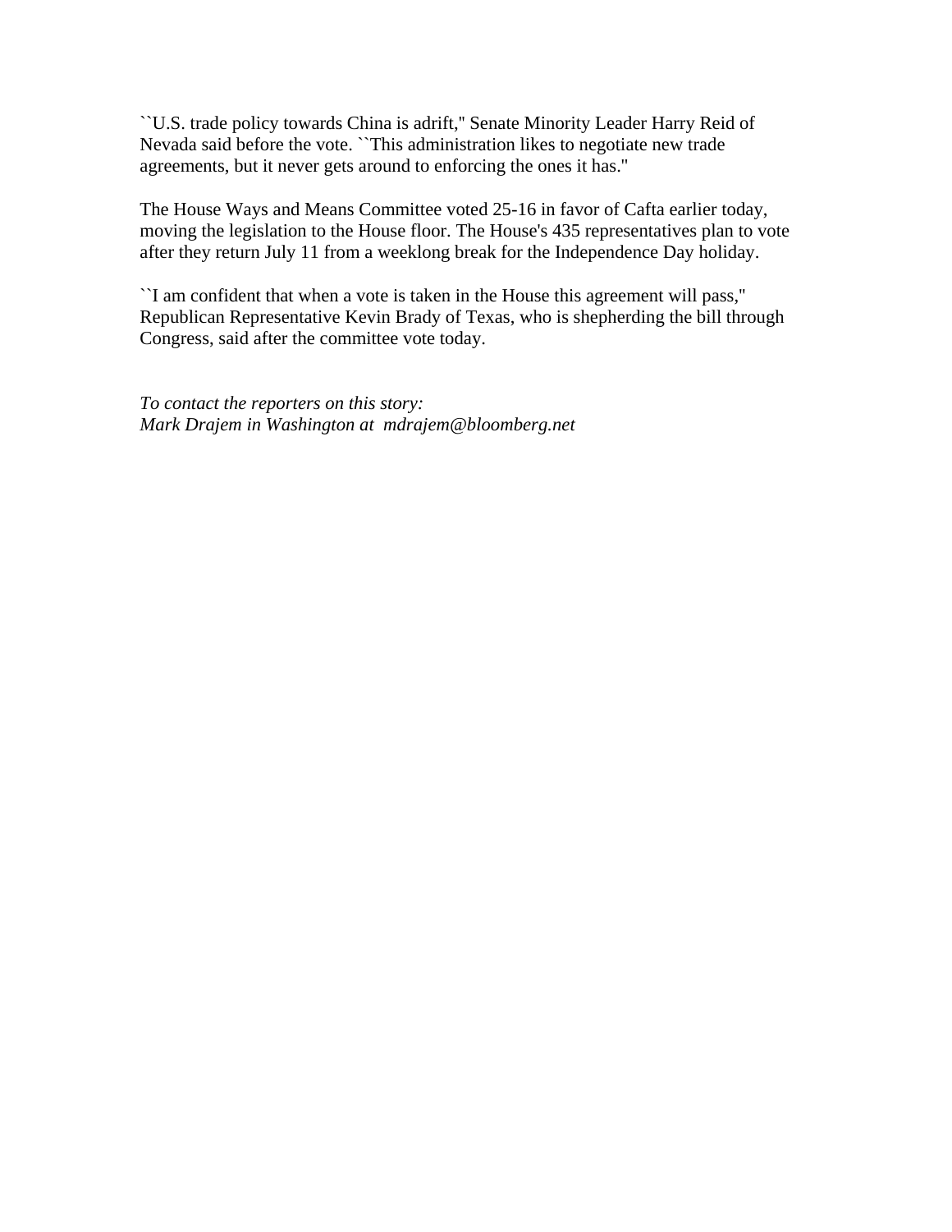``U.S. trade policy towards China is adrift,'' Senate Minority Leader Harry Reid of Nevada said before the vote. ``This administration likes to negotiate new trade agreements, but it never gets around to enforcing the ones it has.''

The House Ways and Means Committee voted 25-16 in favor of Cafta earlier today, moving the legislation to the House floor. The House's 435 representatives plan to vote after they return July 11 from a weeklong break for the Independence Day holiday.

``I am confident that when a vote is taken in the House this agreement will pass,'' Republican Representative Kevin Brady of Texas, who is shepherding the bill through Congress, said after the committee vote today.

*To contact the reporters on this story:*
*Mark Drajem in Washington at mdrajem@bloomberg.net*